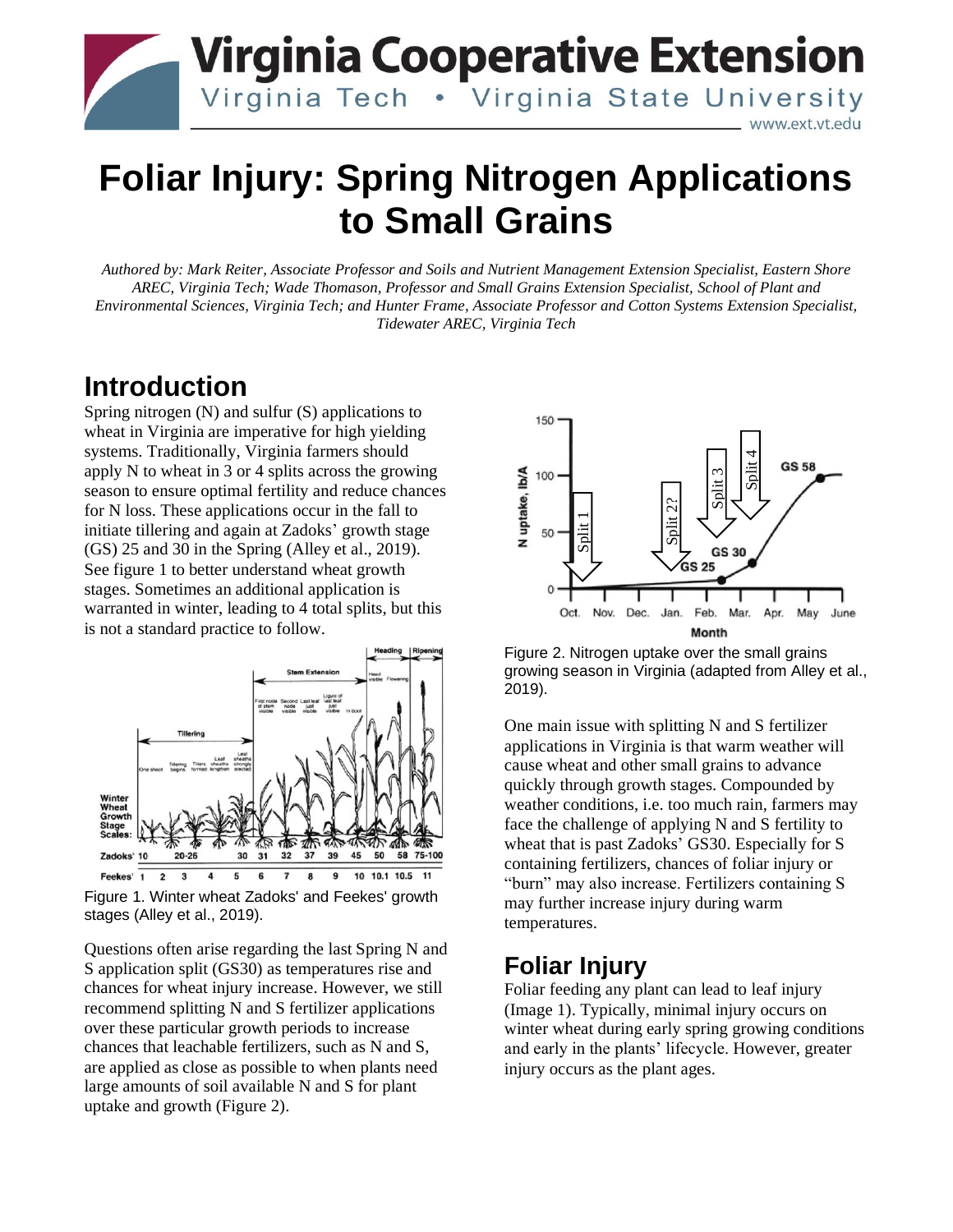# Foliar Injury: Spring Nitrogen Applications to Small Grains

*Authored by: Mark Reiter, Associate Professor and Soils and Nutrient Management Extension Specialist, Eastern Shore AREC, Virginia Tech; Wade Thomason, Professor and Small Grains Extension Specialist, School of Plant and Environmental Sciences, Virginia Tech; and Hunter Frame, Associate Professor and Cotton Systems Extension Specialist, Tidewater AREC, Virginia Tech*

## Introduction

Spring nitrogen (N) and sulfur (S) applications to wheat in Virginia are imperative for high yielding systems. Traditionally, Virginia farmers should apply N to wheat in 3 or 4 splits across the growing season to ensure optimal fertility and reduce chances for N loss. These applications occur in the fall to initiate tillering and again at Zadoks' growth stage (GS) 25 and 30 in the Spring (Alley et al., 2019). See figure 1 to better understand wheat growth stages. Sometimes an additional application is warranted in winter, leading to 4 total splits, but this is not a standard practice to follow.

Figure 1. Winter wheat Zadoks' and Feekes' growth stages (Alley et al., 2019).

Questions often arise regarding the last Spring N and S application split (GS30) as temperatures rise and chances for wheat injury increase. However, we still recommend splitting N and S fertilizer applications over these particular growth periods to increase chances that leachable fertilizers, such as N and S, are applied as close as possible to when plants need large amounts of soil available N and S for plant uptake and growth (Figure 2).

Figure 2. Nitrogen uptake over the small grains growing season in Virginia (adapted from Alley et al., 2019).

One main issue with splitting N and S fertilizer applications in Virginia is that warm weather will cause wheat and other small grains to advance quickly through growth stages. Compounded by weather conditions, i.e. too much rain, farmers may face the challenge of applying N and S fertility to wheat that is past Zadoks' GS30. Especially for S containing fertilizers, chances of foliar injury or "burn" may also increase. Fertilizers containing S may further increase injury during warm temperatures.

## Foliar Injury

Foliar feeding any plant can lead to leaf injury (Image 1). Typically, minimal injury occurs on winter wheat during early spring growing conditions and early in the plants' lifecycle. However, greater injury occurs as the plant ages.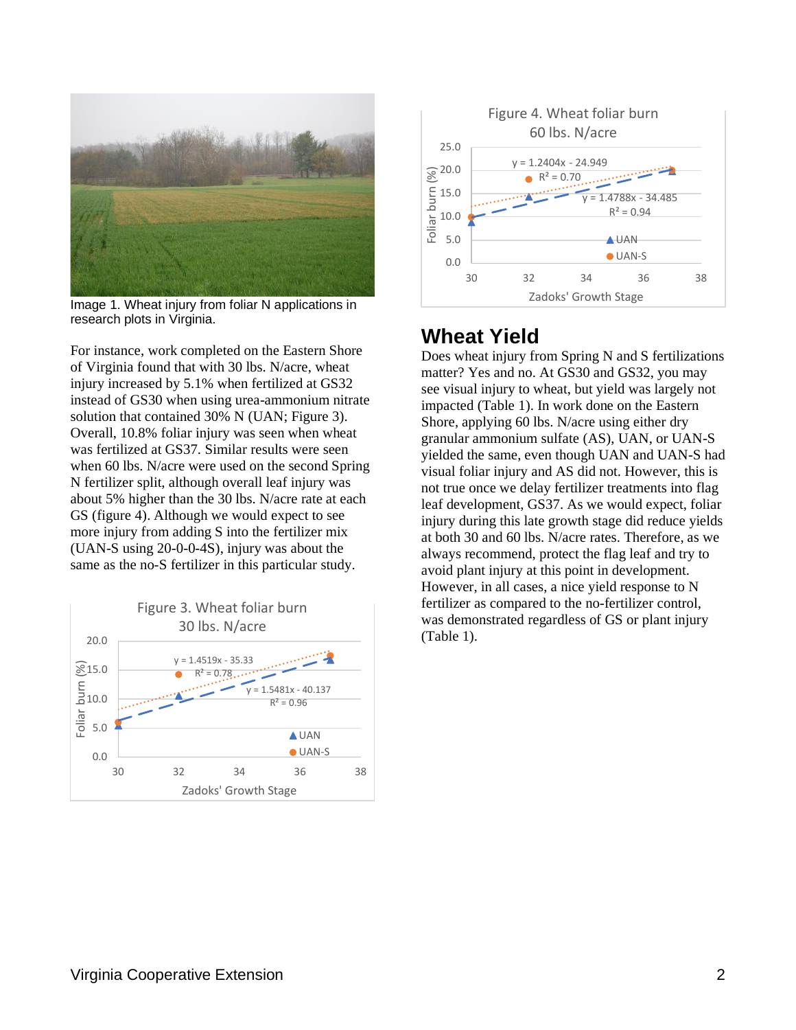Image 1. Wheat injury from foliar N applications in research plots in Virginia.

For instance, work completed on the Eastern Shore of Virginia found that with 30 lbs. N/acre, wheat injury increased by 5.1% when fertilized at GS32 instead of GS30 when using urea-ammonium nitrate solution that contained 30% N (UAN; Figure 3). Overall, 10.8% foliar injury was seen when wheat was fertilized at GS37. Similar results were seen when 60 lbs. N/acre were used on the second Spring N fertilizer split, although overall leaf injury was about 5% higher than the 30 lbs. N/acre rate at each GS (figure 4). Although we would expect to see more injury from adding S into the fertilizer mix (UAN-S using 20-0-0-4S), injury was about the same as the no-S fertilizer in this particular study.

Figure 3. Wheat foliar burn 30 lbs. N/acre

Figure 4. Wheat foliar burn 60 lbs. N/acre

## Wheat Yield

Does wheat injury from Spring N and S fertilizations matter? Yes and no. At GS30 and GS32, you may see visual injury to wheat, but yield was largely not impacted (Table 1). In work done on the Eastern Shore, applying 60 lbs. N/acre using either dry granular ammonium sulfate (AS), UAN, or UAN-S yielded the same, even though UAN and UAN-S had visual foliar injury and AS did not. However, this is not true once we delay fertilizer treatments into flag leaf development, GS37. As we would expect, foliar injury during this late growth stage did reduce yields at both 30 and 60 lbs. N/acre rates. Therefore, as we always recommend, protect the flag leaf and try to avoid plant injury at this point in development. However, in all cases, a nice yield response to N fertilizer as compared to the no-fertilizer control, was demonstrated regardless of GS or plant injury (Table 1).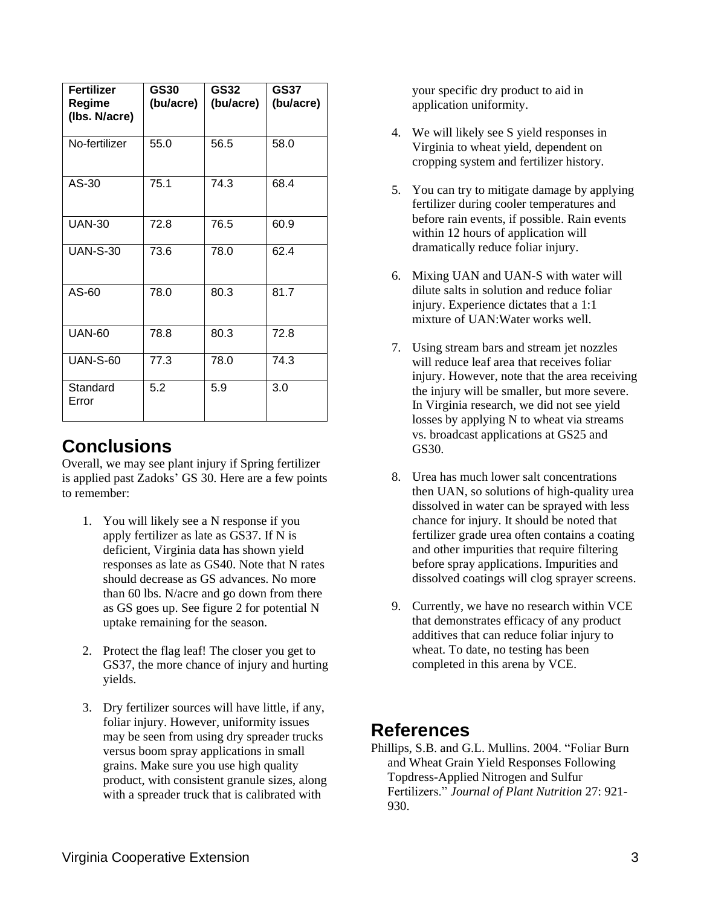| Fertilizer Regime (lbs. N/acre) | GS30 (bu/acre) | GS32 (bu/acre) | GS37 (bu/acre) |
|---|---|---|---|
| No-fertilizer | 55.0 | 56.5 | 58.0 |
| AS-30 | 75.1 | 74.3 | 68.4 |
| UAN-30 | 72.8 | 76.5 | 60.9 |
| UAN-S-30 | 73.6 | 78.0 | 62.4 |
| AS-60 | 78.0 | 80.3 | 81.7 |
| UAN-60 | 78.8 | 80.3 | 72.8 |
| UAN-S-60 | 77.3 | 78.0 | 74.3 |
| Standard Error | 5.2 | 5.9 | 3.0 |

## Conclusions

Overall, we may see plant injury if Spring fertilizer is applied past Zadoks' GS 30. Here are a few points to remember:

1. You will likely see a N response if you apply fertilizer as late as GS37. If N is deficient, Virginia data has shown yield responses as late as GS40. Note that N rates should decrease as GS advances. No more than 60 lbs. N/acre and go down from there as GS goes up. See figure 2 for potential N uptake remaining for the season.

2. Protect the flag leaf! The closer you get to GS37, the more chance of injury and hurting yields.

3. Dry fertilizer sources will have little, if any, foliar injury. However, uniformity issues may be seen from using dry spreader trucks versus boom spray applications in small grains. Make sure you use high quality product, with consistent granule sizes, along with a spreader truck that is calibrated with your specific dry product to aid in application uniformity.

4. We will likely see S yield responses in Virginia to wheat yield, dependent on cropping system and fertilizer history.

5. You can try to mitigate damage by applying fertilizer during cooler temperatures and before rain events, if possible. Rain events within 12 hours of application will dramatically reduce foliar injury.

6. Mixing UAN and UAN-S with water will dilute salts in solution and reduce foliar injury. Experience dictates that a 1:1 mixture of UAN:Water works well.

7. Using stream bars and stream jet nozzles will reduce leaf area that receives foliar injury. However, note that the area receiving the injury will be smaller, but more severe. In Virginia research, we did not see yield losses by applying N to wheat via streams vs. broadcast applications at GS25 and GS30.

8. Urea has much lower salt concentrations then UAN, so solutions of high-quality urea dissolved in water can be sprayed with less chance for injury. It should be noted that fertilizer grade urea often contains a coating and other impurities that require filtering before spray applications. Impurities and dissolved coatings will clog sprayer screens.

9. Currently, we have no research within VCE that demonstrates efficacy of any product additives that can reduce foliar injury to wheat. To date, no testing has been completed in this arena by VCE.

## References

Phillips, S.B. and G.L. Mullins. 2004. "Foliar Burn and Wheat Grain Yield Responses Following Topdress-Applied Nitrogen and Sulfur Fertilizers." *Journal of Plant Nutrition* 27: 921-930.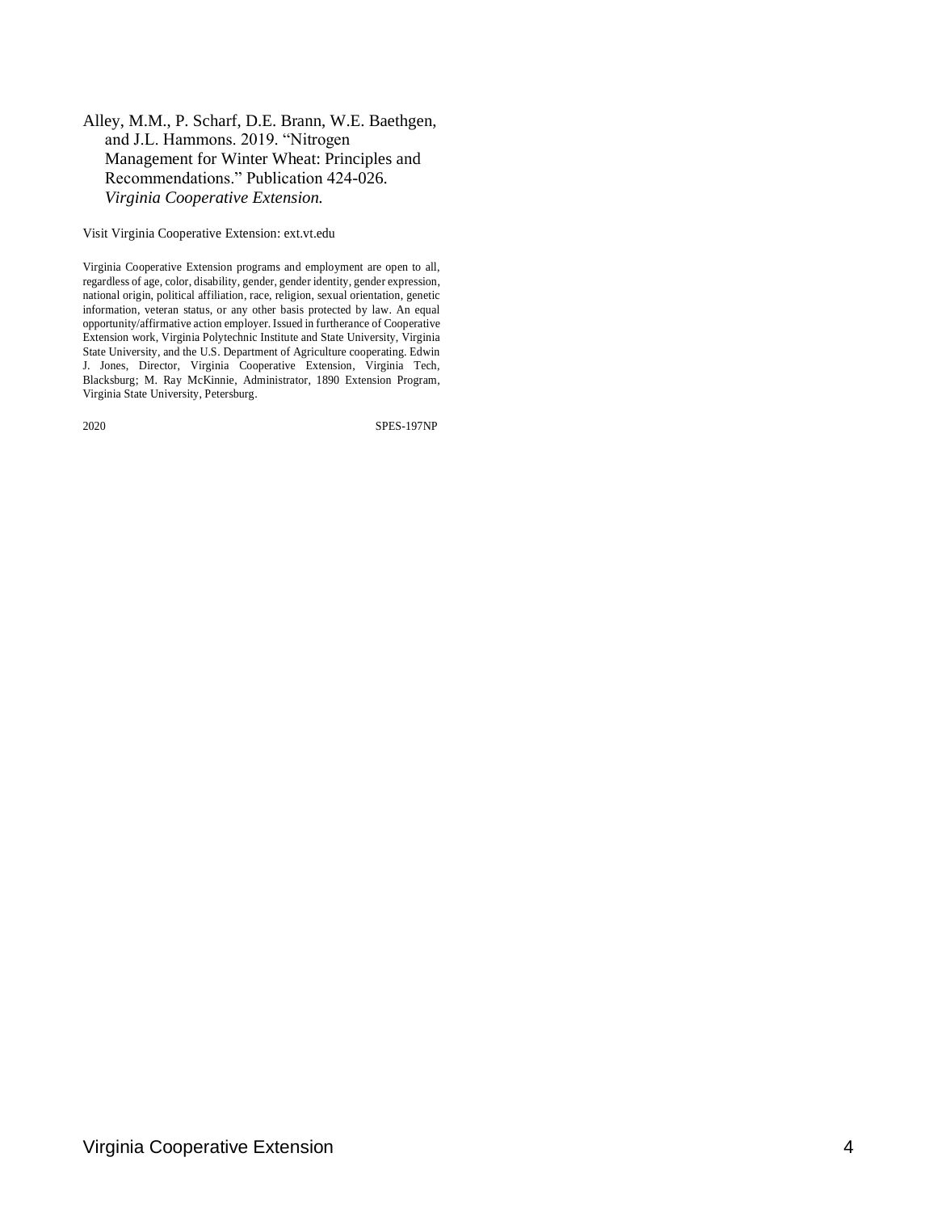Alley, M.M., P. Scharf, D.E. Brann, W.E. Baethgen, and J.L. Hammons. 2019. "Nitrogen Management for Winter Wheat: Principles and Recommendations." Publication 424-026. *Virginia Cooperative Extension.*

Visit Virginia Cooperative Extension: ext.vt.edu

Virginia Cooperative Extension programs and employment are open to all, regardless of age, color, disability, gender, gender identity, gender expression, national origin, political affiliation, race, religion, sexual orientation, genetic information, veteran status, or any other basis protected by law. An equal opportunity/affirmative action employer. Issued in furtherance of Cooperative Extension work, Virginia Polytechnic Institute and State University, Virginia State University, and the U.S. Department of Agriculture cooperating. Edwin J. Jones, Director, Virginia Cooperative Extension, Virginia Tech, Blacksburg; M. Ray McKinnie, Administrator, 1890 Extension Program, Virginia State University, Petersburg.

2020 SPES-197NP